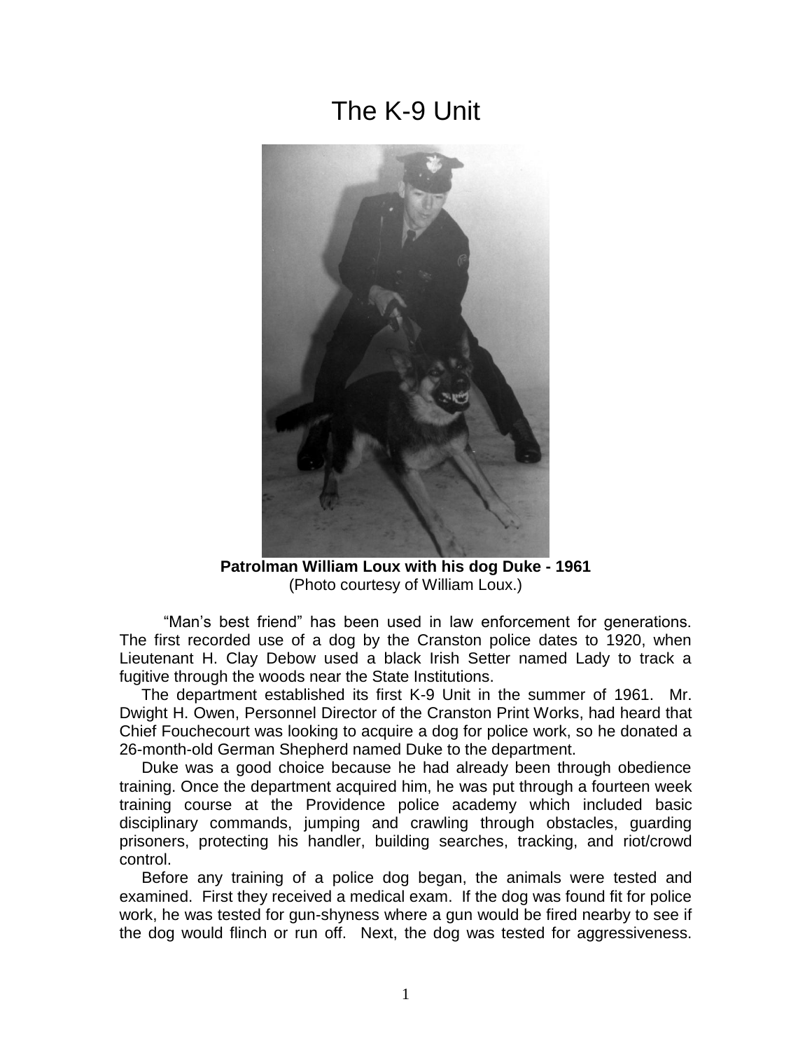# The K-9 Unit

**Patrolman William Loux with his dog Duke - 1961**
(Photo courtesy of William Loux.)

"Man's best friend" has been used in law enforcement for generations. The first recorded use of a dog by the Cranston police dates to 1920, when Lieutenant H. Clay Debow used a black Irish Setter named Lady to track a fugitive through the woods near the State Institutions.

The department established its first K-9 Unit in the summer of 1961. Mr. Dwight H. Owen, Personnel Director of the Cranston Print Works, had heard that Chief Fouchecourt was looking to acquire a dog for police work, so he donated a 26-month-old German Shepherd named Duke to the department.

Duke was a good choice because he had already been through obedience training. Once the department acquired him, he was put through a fourteen week training course at the Providence police academy which included basic disciplinary commands, jumping and crawling through obstacles, guarding prisoners, protecting his handler, building searches, tracking, and riot/crowd control.

Before any training of a police dog began, the animals were tested and examined. First they received a medical exam. If the dog was found fit for police work, he was tested for gun-shyness where a gun would be fired nearby to see if the dog would flinch or run off. Next, the dog was tested for aggressiveness.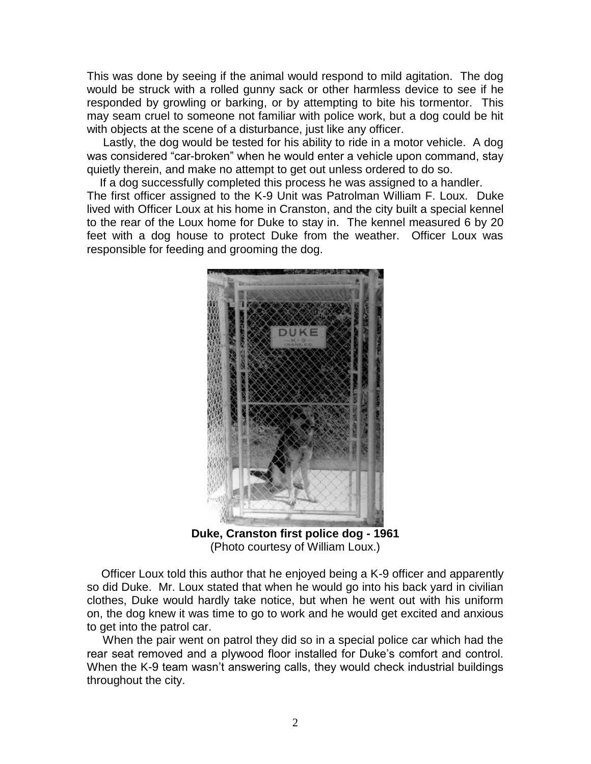This was done by seeing if the animal would respond to mild agitation. The dog would be struck with a rolled gunny sack or other harmless device to see if he responded by growling or barking, or by attempting to bite his tormentor. This may seam cruel to someone not familiar with police work, but a dog could be hit with objects at the scene of a disturbance, just like any officer.

Lastly, the dog would be tested for his ability to ride in a motor vehicle. A dog was considered "car-broken" when he would enter a vehicle upon command, stay quietly therein, and make no attempt to get out unless ordered to do so.

If a dog successfully completed this process he was assigned to a handler. The first officer assigned to the K-9 Unit was Patrolman William F. Loux. Duke lived with Officer Loux at his home in Cranston, and the city built a special kennel to the rear of the Loux home for Duke to stay in. The kennel measured 6 by 20 feet with a dog house to protect Duke from the weather. Officer Loux was responsible for feeding and grooming the dog.

**Duke, Cranston first police dog - 1961**
(Photo courtesy of William Loux.)

Officer Loux told this author that he enjoyed being a K-9 officer and apparently so did Duke. Mr. Loux stated that when he would go into his back yard in civilian clothes, Duke would hardly take notice, but when he went out with his uniform on, the dog knew it was time to go to work and he would get excited and anxious to get into the patrol car.

When the pair went on patrol they did so in a special police car which had the rear seat removed and a plywood floor installed for Duke's comfort and control. When the K-9 team wasn't answering calls, they would check industrial buildings throughout the city.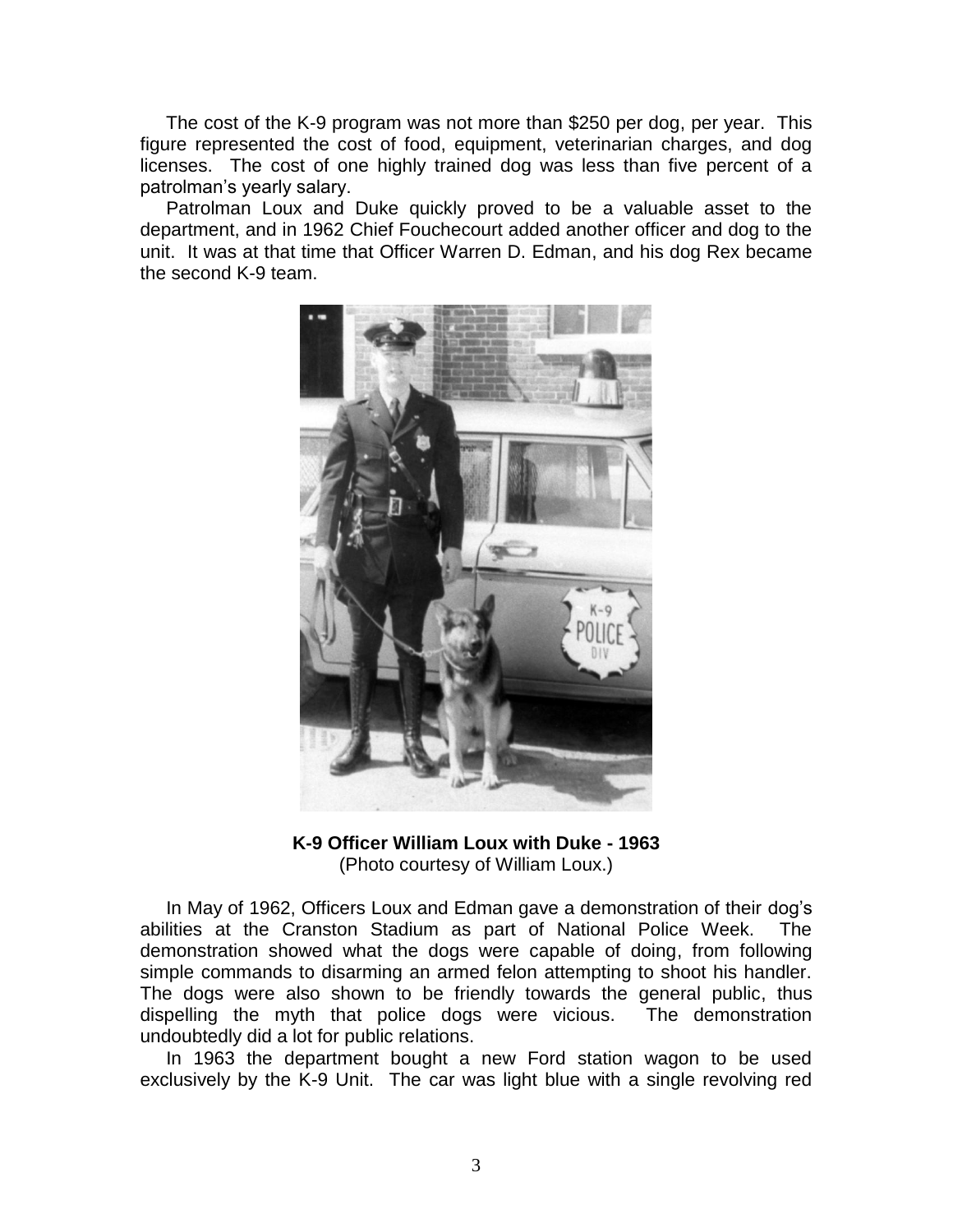The cost of the K-9 program was not more than $250 per dog, per year. This figure represented the cost of food, equipment, veterinarian charges, and dog licenses. The cost of one highly trained dog was less than five percent of a patrolman's yearly salary.

Patrolman Loux and Duke quickly proved to be a valuable asset to the department, and in 1962 Chief Fouchecourt added another officer and dog to the unit. It was at that time that Officer Warren D. Edman, and his dog Rex became the second K-9 team.

**K-9 Officer William Loux with Duke - 1963**
(Photo courtesy of William Loux.)

In May of 1962, Officers Loux and Edman gave a demonstration of their dog's abilities at the Cranston Stadium as part of National Police Week. The demonstration showed what the dogs were capable of doing, from following simple commands to disarming an armed felon attempting to shoot his handler. The dogs were also shown to be friendly towards the general public, thus dispelling the myth that police dogs were vicious. The demonstration undoubtedly did a lot for public relations.

In 1963 the department bought a new Ford station wagon to be used exclusively by the K-9 Unit. The car was light blue with a single revolving red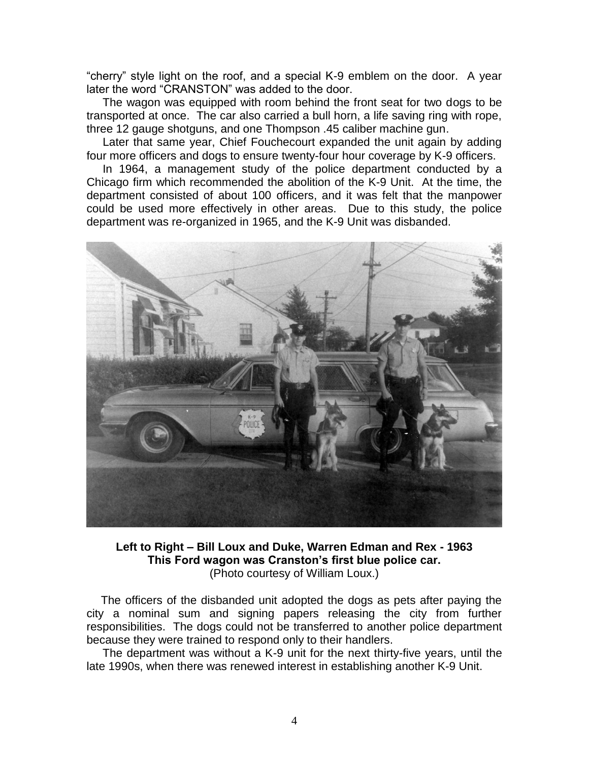"cherry" style light on the roof, and a special K-9 emblem on the door. A year later the word "CRANSTON" was added to the door.

The wagon was equipped with room behind the front seat for two dogs to be transported at once. The car also carried a bull horn, a life saving ring with rope, three 12 gauge shotguns, and one Thompson .45 caliber machine gun.

Later that same year, Chief Fouchecourt expanded the unit again by adding four more officers and dogs to ensure twenty-four hour coverage by K-9 officers.

In 1964, a management study of the police department conducted by a Chicago firm which recommended the abolition of the K-9 Unit. At the time, the department consisted of about 100 officers, and it was felt that the manpower could be used more effectively in other areas. Due to this study, the police department was re-organized in 1965, and the K-9 Unit was disbanded.

**Left to Right – Bill Loux and Duke, Warren Edman and Rex - 1963**
**This Ford wagon was Cranston's first blue police car.**
(Photo courtesy of William Loux.)

The officers of the disbanded unit adopted the dogs as pets after paying the city a nominal sum and signing papers releasing the city from further responsibilities. The dogs could not be transferred to another police department because they were trained to respond only to their handlers.

The department was without a K-9 unit for the next thirty-five years, until the late 1990s, when there was renewed interest in establishing another K-9 Unit.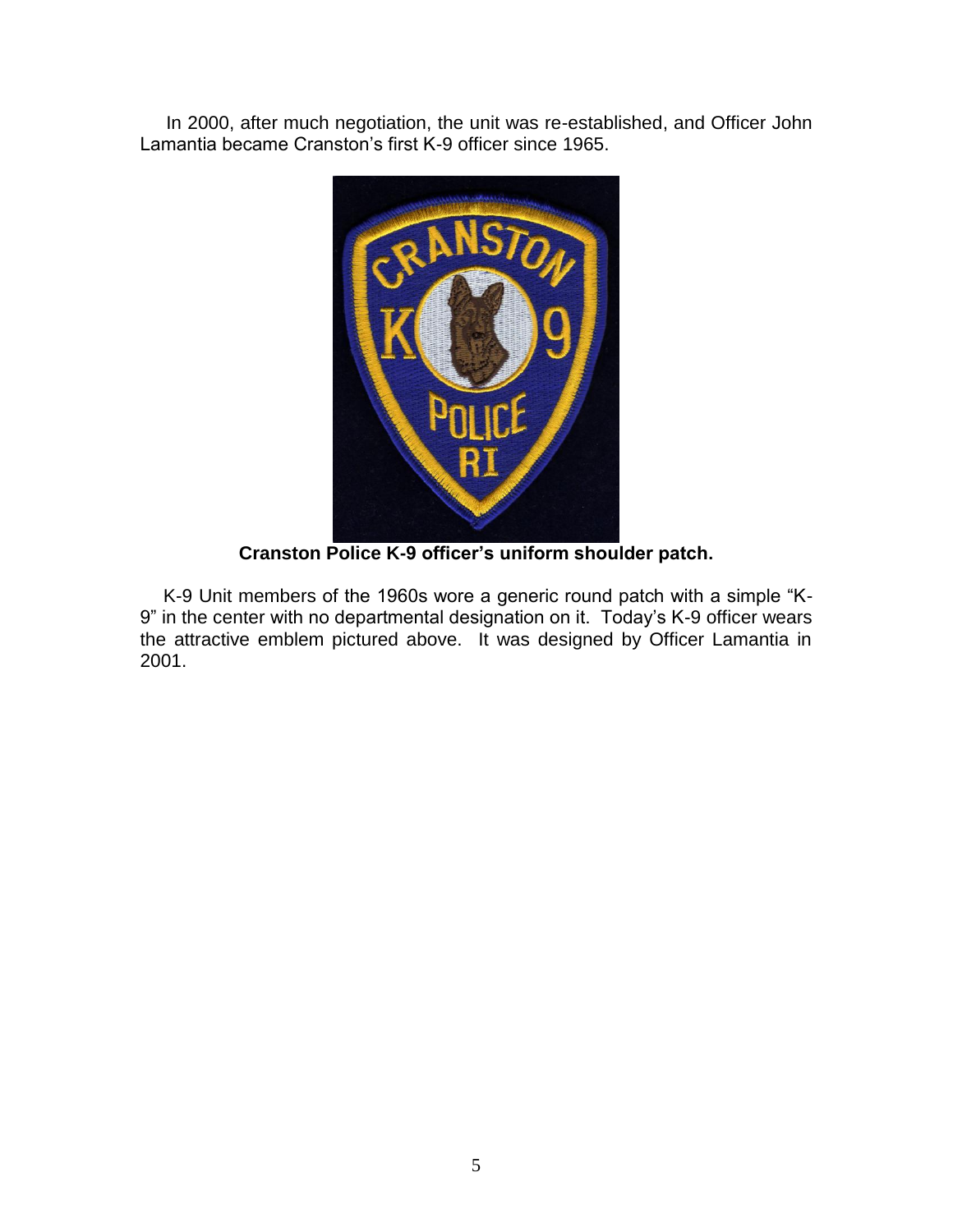In 2000, after much negotiation, the unit was re-established, and Officer John Lamantia became Cranston's first K-9 officer since 1965.

**Cranston Police K-9 officer's uniform shoulder patch.**

K-9 Unit members of the 1960s wore a generic round patch with a simple "K-9" in the center with no departmental designation on it. Today's K-9 officer wears the attractive emblem pictured above. It was designed by Officer Lamantia in 2001.